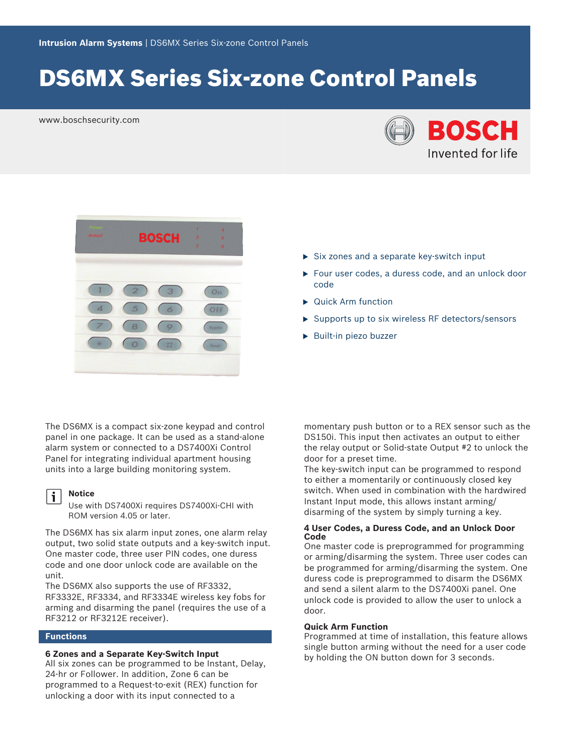**Intrusion Alarm Systems** | DS6MX Series Six-zone Control Panels

# DS6MX Series Six-zone Control Panels

www.boschsecurity.com

- Six zones and a separate key-switch input
- Four user codes, a duress code, and an unlock door code
- Quick Arm function
- Supports up to six wireless RF detectors/sensors
- Built-in piezo buzzer

The DS6MX is a compact six-zone keypad and control panel in one package. It can be used as a stand-alone alarm system or connected to a DS7400Xi Control Panel for integrating individual apartment housing units into a large building monitoring system.

**Notice**
Use with DS7400Xi requires DS7400Xi-CHI with ROM version 4.05 or later.

The DS6MX has six alarm input zones, one alarm relay output, two solid state outputs and a key-switch input. One master code, three user PIN codes, one duress code and one door unlock code are available on the unit.

The DS6MX also supports the use of RF3332, RF3332E, RF3334, and RF3334E wireless key fobs for arming and disarming the panel (requires the use of a RF3212 or RF3212E receiver).

## Functions

### 6 Zones and a Separate Key-Switch Input

All six zones can be programmed to be Instant, Delay, 24-hr or Follower. In addition, Zone 6 can be programmed to a Request-to-exit (REX) function for unlocking a door with its input connected to a momentary push button or to a REX sensor such as the DS150i. This input then activates an output to either the relay output or Solid-state Output #2 to unlock the door for a preset time.

The key-switch input can be programmed to respond to either a momentarily or continuously closed key switch. When used in combination with the hardwired Instant Input mode, this allows instant arming/disarming of the system by simply turning a key.

### 4 User Codes, a Duress Code, and an Unlock Door Code

One master code is preprogrammed for programming or arming/disarming the system. Three user codes can be programmed for arming/disarming the system. One duress code is preprogrammed to disarm the DS6MX and send a silent alarm to the DS7400Xi panel. One unlock code is provided to allow the user to unlock a door.

### Quick Arm Function

Programmed at time of installation, this feature allows single button arming without the need for a user code by holding the ON button down for 3 seconds.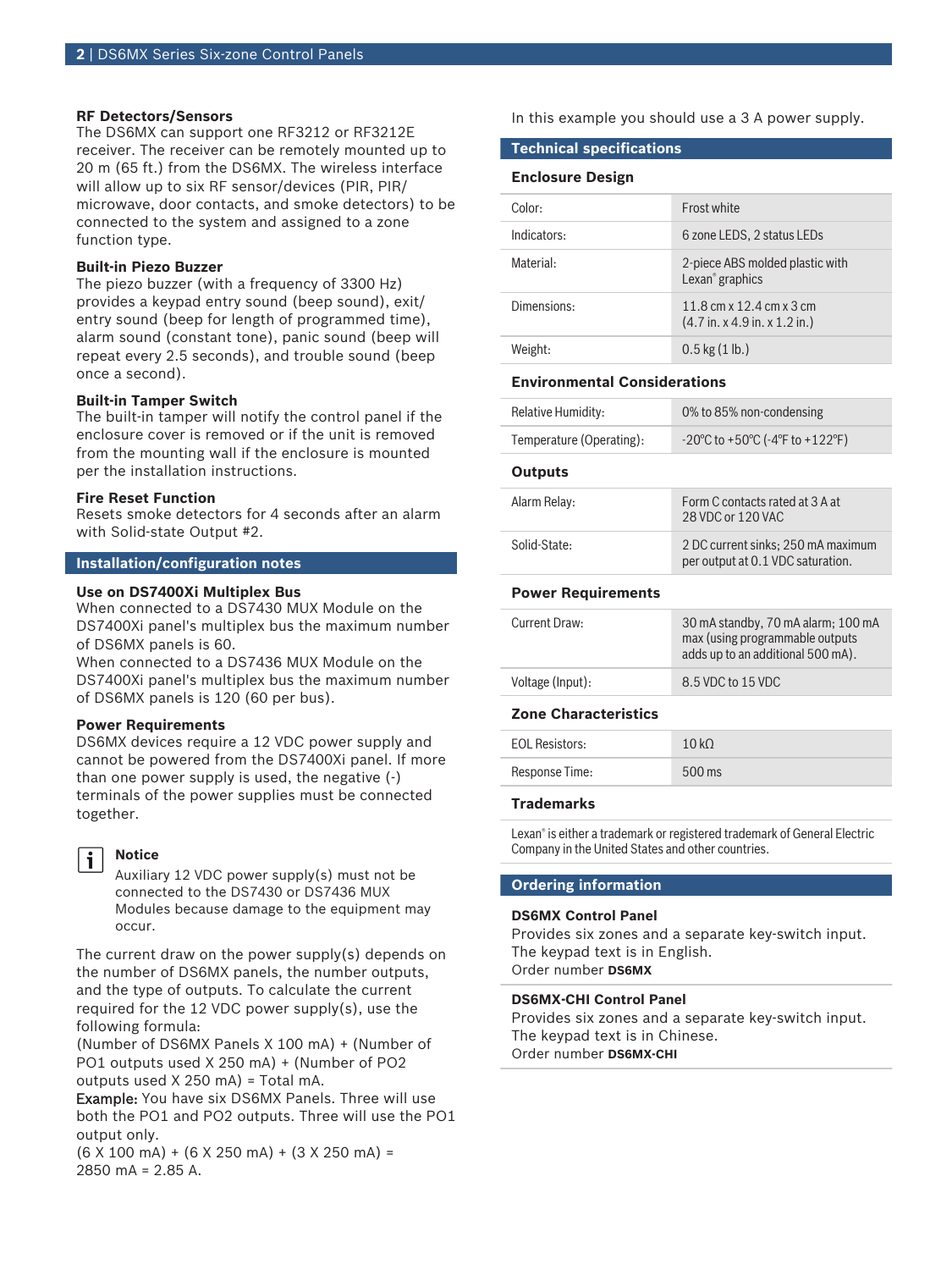### RF Detectors/Sensors

The DS6MX can support one RF3212 or RF3212E receiver. The receiver can be remotely mounted up to 20 m (65 ft.) from the DS6MX. The wireless interface will allow up to six RF sensor/devices (PIR, PIR/microwave, door contacts, and smoke detectors) to be connected to the system and assigned to a zone function type.

### Built-in Piezo Buzzer

The piezo buzzer (with a frequency of 3300 Hz) provides a keypad entry sound (beep sound), exit/entry sound (beep for length of programmed time), alarm sound (constant tone), panic sound (beep will repeat every 2.5 seconds), and trouble sound (beep once a second).

### Built-in Tamper Switch

The built-in tamper will notify the control panel if the enclosure cover is removed or if the unit is removed from the mounting wall if the enclosure is mounted per the installation instructions.

### Fire Reset Function

Resets smoke detectors for 4 seconds after an alarm with Solid-state Output #2.

## Installation/configuration notes

### Use on DS7400Xi Multiplex Bus

When connected to a DS7430 MUX Module on the DS7400Xi panel's multiplex bus the maximum number of DS6MX panels is 60.
When connected to a DS7436 MUX Module on the DS7400Xi panel's multiplex bus the maximum number of DS6MX panels is 120 (60 per bus).

### Power Requirements

DS6MX devices require a 12 VDC power supply and cannot be powered from the DS7400Xi panel. If more than one power supply is used, the negative (-) terminals of the power supplies must be connected together.

**Notice**

Auxiliary 12 VDC power supply(s) must not be connected to the DS7430 or DS7436 MUX Modules because damage to the equipment may occur.

The current draw on the power supply(s) depends on the number of DS6MX panels, the number outputs, and the type of outputs. To calculate the current required for the 12 VDC power supply(s), use the following formula:
(Number of DS6MX Panels X 100 mA) + (Number of PO1 outputs used X 250 mA) + (Number of PO2 outputs used X 250 mA) = Total mA.
**Example:** You have six DS6MX Panels. Three will use both the PO1 and PO2 outputs. Three will use the PO1 output only.
(6 X 100 mA) + (6 X 250 mA) + (3 X 250 mA) = 2850 mA = 2.85 A.

In this example you should use a 3 A power supply.

## Technical specifications

### Enclosure Design

| | |
|---|---|
| Color: | Frost white |
| Indicators: | 6 zone LEDS, 2 status LEDs |
| Material: | 2-piece ABS molded plastic with Lexan® graphics |
| Dimensions: | 11.8 cm x 12.4 cm x 3 cm (4.7 in. x 4.9 in. x 1.2 in.) |
| Weight: | 0.5 kg (1 lb.) |

### Environmental Considerations

| | |
|---|---|
| Relative Humidity: | 0% to 85% non-condensing |
| Temperature (Operating): | -20°C to +50°C (-4°F to +122°F) |

### Outputs

| | |
|---|---|
| Alarm Relay: | Form C contacts rated at 3 A at 28 VDC or 120 VAC |
| Solid-State: | 2 DC current sinks; 250 mA maximum per output at 0.1 VDC saturation. |

### Power Requirements

| | |
|---|---|
| Current Draw: | 30 mA standby, 70 mA alarm; 100 mA max (using programmable outputs adds up to an additional 500 mA). |
| Voltage (Input): | 8.5 VDC to 15 VDC |

### Zone Characteristics

| | |
|---|---|
| EOL Resistors: | 10 kΩ |
| Response Time: | 500 ms |

### Trademarks

Lexan® is either a trademark or registered trademark of General Electric Company in the United States and other countries.

## Ordering information

**DS6MX Control Panel**
Provides six zones and a separate key-switch input. The keypad text is in English.
Order number **DS6MX**

**DS6MX-CHI Control Panel**
Provides six zones and a separate key-switch input. The keypad text is in Chinese.
Order number **DS6MX-CHI**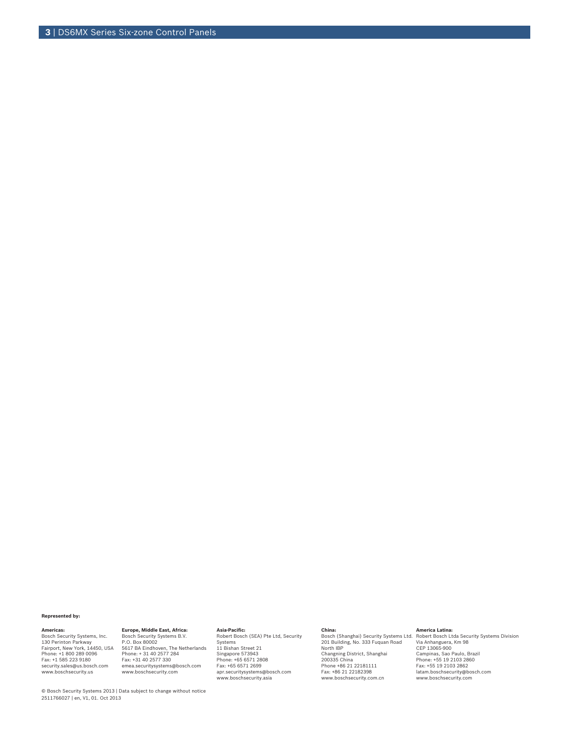**Represented by:**

**Americas:**
Bosch Security Systems, Inc.
130 Perinton Parkway
Fairport, New York, 14450, USA
Phone: +1 800 289 0096
Fax: +1 585 223 9180
security.sales@us.bosch.com
www.boschsecurity.us

**Europe, Middle East, Africa:**
Bosch Security Systems B.V.
P.O. Box 80002
5617 BA Eindhoven, The Netherlands
Phone: + 31 40 2577 284
Fax: +31 40 2577 330
emea.securitysystems@bosch.com
www.boschsecurity.com

**Asia-Pacific:**
Robert Bosch (SEA) Pte Ltd, Security Systems
11 Bishan Street 21
Singapore 573943
Phone: +65 6571 2808
Fax: +65 6571 2699
apr.securitysystems@bosch.com
www.boschsecurity.asia

**China:**
Bosch (Shanghai) Security Systems Ltd.
201 Building, No. 333 Fuquan Road
North IBP
Changning District, Shanghai
200335 China
Phone +86 21 22181111
Fax: +86 21 22182398
www.boschsecurity.com.cn

**America Latina:**
Robert Bosch Ltda Security Systems Division
Via Anhanguera, Km 98
CEP 13065-900
Campinas, Sao Paulo, Brazil
Phone: +55 19 2103 2860
Fax: +55 19 2103 2862
latam.boschsecurity@bosch.com
www.boschsecurity.com

© Bosch Security Systems 2013 | Data subject to change without notice
2511766027 | en, V1, 01. Oct 2013